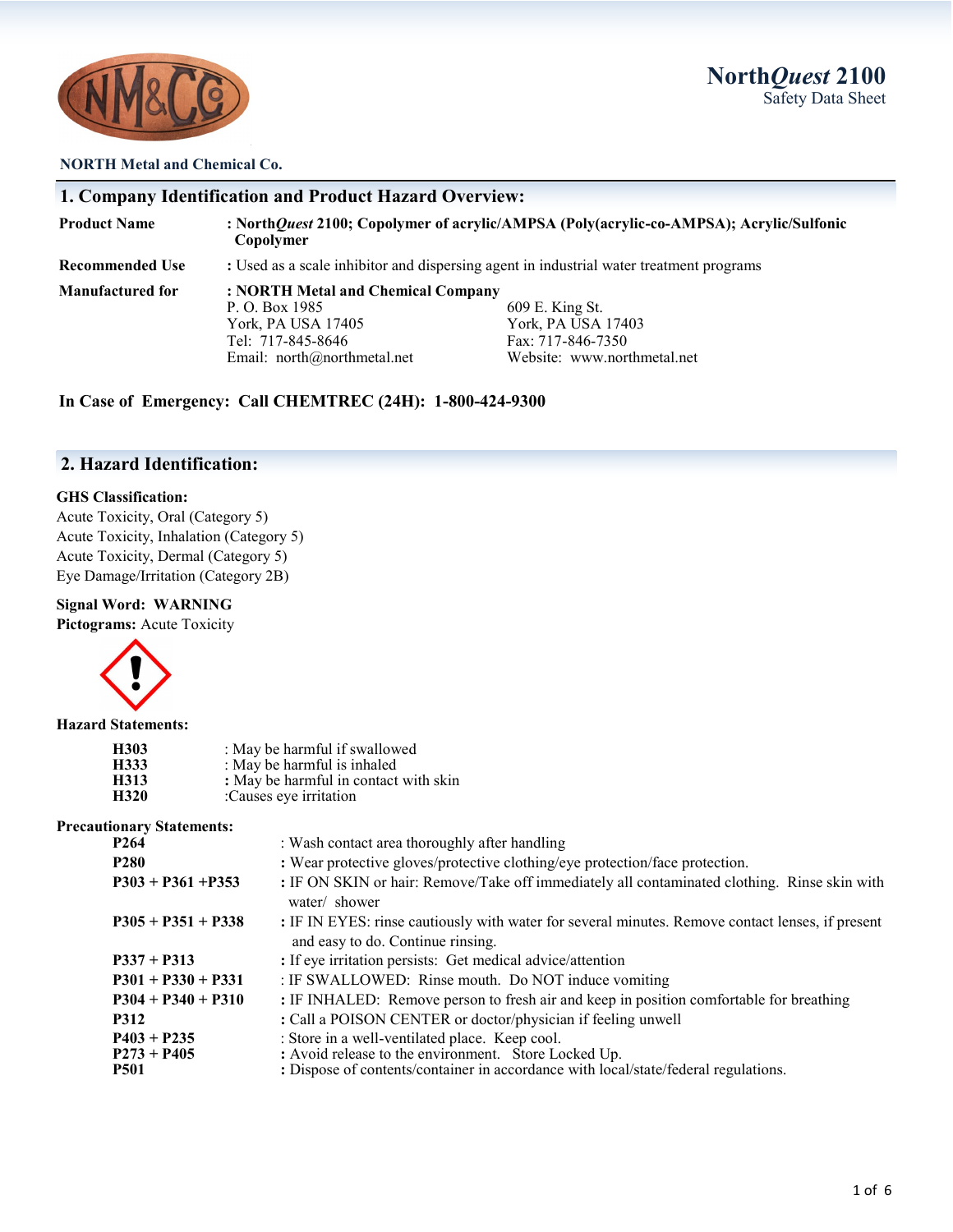NORTH Metal and Chemical Co.

# North*Quest* 2100
Safety Data Sheet

## 1. Company Identification and Product Hazard Overview:

**Product Name** : **North*Quest* 2100; Copolymer of acrylic/AMPSA (Poly(acrylic-co-AMPSA); Acrylic/Sulfonic Copolymer**

**Recommended Use** : Used as a scale inhibitor and dispersing agent in industrial water treatment programs

**Manufactured for** : **NORTH Metal and Chemical Company**

P. O. Box 1985
York, PA USA 17405
Tel: 717-845-8646
Email: north@northmetal.net

609 E. King St.
York, PA USA 17403
Fax: 717-846-7350
Website: www.northmetal.net

**In Case of Emergency: Call CHEMTREC (24H): 1-800-424-9300**

## 2. Hazard Identification:

**GHS Classification:**

Acute Toxicity, Oral (Category 5)
Acute Toxicity, Inhalation (Category 5)
Acute Toxicity, Dermal (Category 5)
Eye Damage/Irritation (Category 2B)

**Signal Word: WARNING**

**Pictograms:** Acute Toxicity

**Hazard Statements:**

| | |
|---|---|
| **H303** | : May be harmful if swallowed |
| **H333** | : May be harmful is inhaled |
| **H313** | : May be harmful in contact with skin |
| **H320** | :Causes eye irritation |

**Precautionary Statements:**

| | |
|---|---|
| **P264** | : Wash contact area thoroughly after handling |
| **P280** | : Wear protective gloves/protective clothing/eye protection/face protection. |
| **P303 + P361 +P353** | : IF ON SKIN or hair: Remove/Take off immediately all contaminated clothing. Rinse skin with water/ shower |
| **P305 + P351 + P338** | : IF IN EYES: rinse cautiously with water for several minutes. Remove contact lenses, if present and easy to do. Continue rinsing. |
| **P337 + P313** | : If eye irritation persists: Get medical advice/attention |
| **P301 + P330 + P331** | : IF SWALLOWED: Rinse mouth. Do NOT induce vomiting |
| **P304 + P340 + P310** | : IF INHALED: Remove person to fresh air and keep in position comfortable for breathing |
| **P312** | : Call a POISON CENTER or doctor/physician if feeling unwell |
| **P403 + P235** | : Store in a well-ventilated place. Keep cool. |
| **P273 + P405** | : Avoid release to the environment. Store Locked Up. |
| **P501** | : Dispose of contents/container in accordance with local/state/federal regulations. |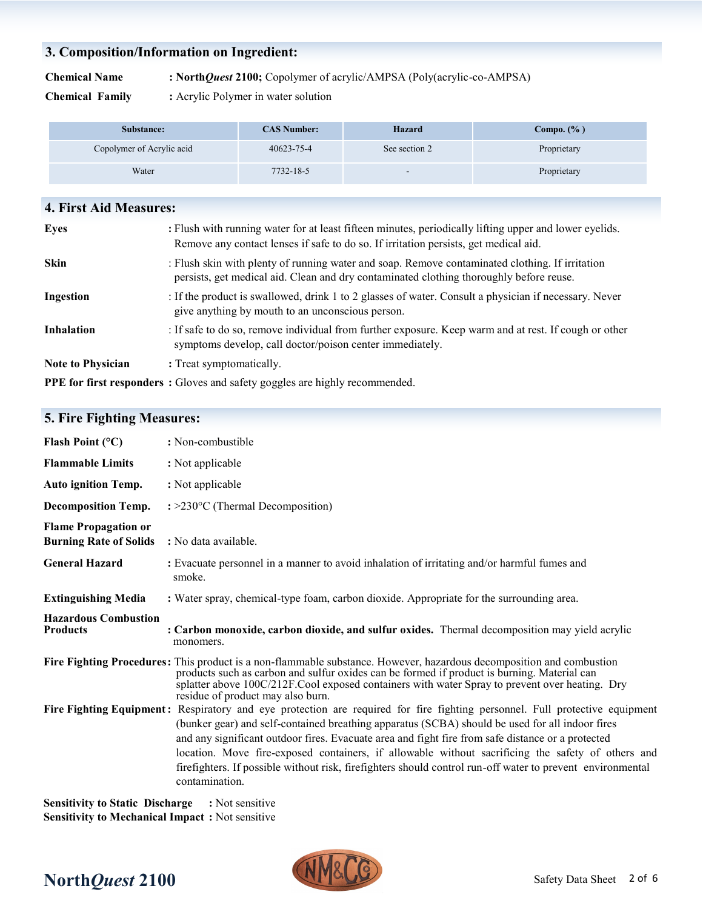## 3. Composition/Information on Ingredient:

**Chemical Name** : **North*Quest* 2100;** Copolymer of acrylic/AMPSA (Poly(acrylic-co-AMPSA)

**Chemical Family** : Acrylic Polymer in water solution

| Substance: | CAS Number: | Hazard | Compo. (%) |
|---|---|---|---|
| Copolymer of Acrylic acid | 40623-75-4 | See section 2 | Proprietary |
| Water | 7732-18-5 | - | Proprietary |

## 4. First Aid Measures:

**Eyes** : Flush with running water for at least fifteen minutes, periodically lifting upper and lower eyelids. Remove any contact lenses if safe to do so. If irritation persists, get medical aid.

**Skin** : Flush skin with plenty of running water and soap. Remove contaminated clothing. If irritation persists, get medical aid. Clean and dry contaminated clothing thoroughly before reuse.

**Ingestion** : If the product is swallowed, drink 1 to 2 glasses of water. Consult a physician if necessary. Never give anything by mouth to an unconscious person.

**Inhalation** : If safe to do so, remove individual from further exposure. Keep warm and at rest. If cough or other symptoms develop, call doctor/poison center immediately.

**Note to Physician** : Treat symptomatically.

**PPE for first responders** : Gloves and safety goggles are highly recommended.

## 5. Fire Fighting Measures:

**Flash Point (°C)** : Non-combustible

**Flammable Limits** : Not applicable

**Auto ignition Temp.** : Not applicable

**Decomposition Temp.** : >230°C (Thermal Decomposition)

**Flame Propagation or Burning Rate of Solids** : No data available.

**General Hazard** : Evacuate personnel in a manner to avoid inhalation of irritating and/or harmful fumes and smoke.

**Extinguishing Media** : Water spray, chemical-type foam, carbon dioxide. Appropriate for the surrounding area.

**Hazardous Combustion Products** : **Carbon monoxide, carbon dioxide, and sulfur oxides.** Thermal decomposition may yield acrylic monomers.

**Fire Fighting Procedures**: This product is a non-flammable substance. However, hazardous decomposition and combustion products such as carbon and sulfur oxides can be formed if product is burning. Material can splatter above 100C/212F.Cool exposed containers with water Spray to prevent over heating. Dry residue of product may also burn.

**Fire Fighting Equipment**: Respiratory and eye protection are required for fire fighting personnel. Full protective equipment (bunker gear) and self-contained breathing apparatus (SCBA) should be used for all indoor fires and any significant outdoor fires. Evacuate area and fight fire from safe distance or a protected location. Move fire-exposed containers, if allowable without sacrificing the safety of others and firefighters. If possible without risk, firefighters should control run-off water to prevent environmental contamination.

**Sensitivity to Static Discharge** : Not sensitive

**Sensitivity to Mechanical Impact** : Not sensitive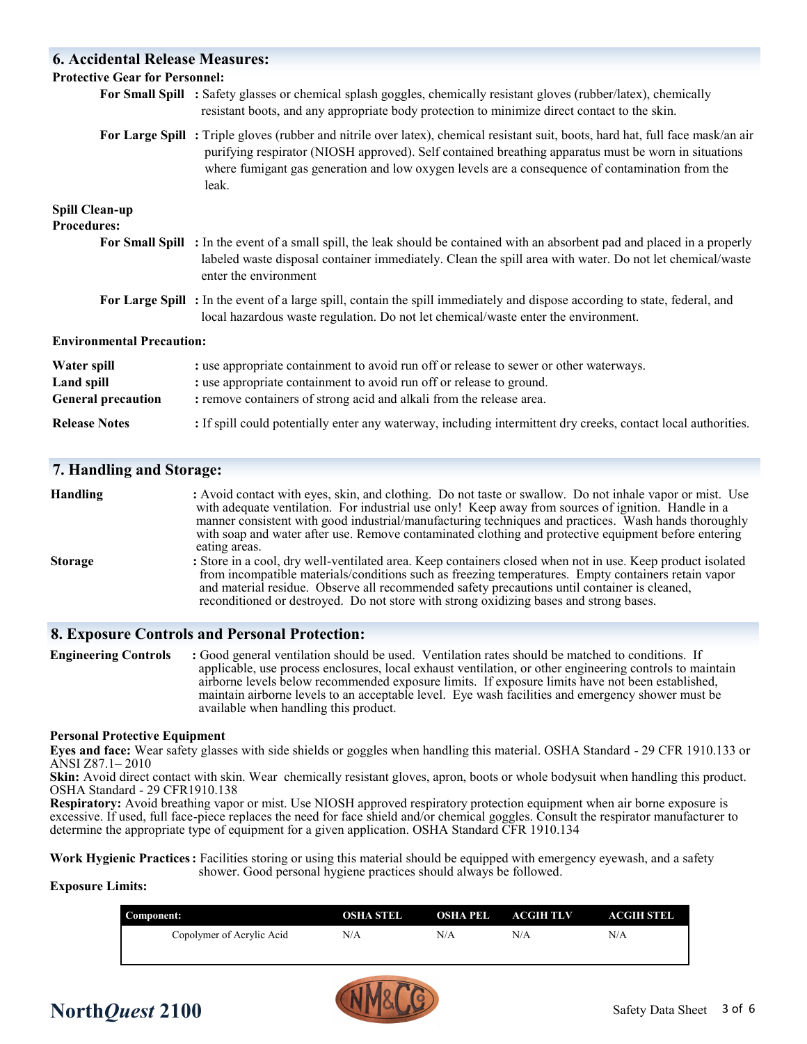## 6. Accidental Release Measures:

**Protective Gear for Personnel:**

**For Small Spill** : Safety glasses or chemical splash goggles, chemically resistant gloves (rubber/latex), chemically resistant boots, and any appropriate body protection to minimize direct contact to the skin.

**For Large Spill** : Triple gloves (rubber and nitrile over latex), chemical resistant suit, boots, hard hat, full face mask/an air purifying respirator (NIOSH approved). Self contained breathing apparatus must be worn in situations where fumigant gas generation and low oxygen levels are a consequence of contamination from the leak.

**Spill Clean-up Procedures:**

**For Small Spill** : In the event of a small spill, the leak should be contained with an absorbent pad and placed in a properly labeled waste disposal container immediately. Clean the spill area with water. Do not let chemical/waste enter the environment

**For Large Spill** : In the event of a large spill, contain the spill immediately and dispose according to state, federal, and local hazardous waste regulation. Do not let chemical/waste enter the environment.

**Environmental Precaution:**

**Water spill** : use appropriate containment to avoid run off or release to sewer or other waterways.

**Land spill** : use appropriate containment to avoid run off or release to ground.

**General precaution** : remove containers of strong acid and alkali from the release area.

**Release Notes** : If spill could potentially enter any waterway, including intermittent dry creeks, contact local authorities.

## 7. Handling and Storage:

**Handling** : Avoid contact with eyes, skin, and clothing. Do not taste or swallow. Do not inhale vapor or mist. Use with adequate ventilation. For industrial use only! Keep away from sources of ignition. Handle in a manner consistent with good industrial/manufacturing techniques and practices. Wash hands thoroughly with soap and water after use. Remove contaminated clothing and protective equipment before entering eating areas.

**Storage** : Store in a cool, dry well-ventilated area. Keep containers closed when not in use. Keep product isolated from incompatible materials/conditions such as freezing temperatures. Empty containers retain vapor and material residue. Observe all recommended safety precautions until container is cleaned, reconditioned or destroyed. Do not store with strong oxidizing bases and strong bases.

## 8. Exposure Controls and Personal Protection:

**Engineering Controls** : Good general ventilation should be used. Ventilation rates should be matched to conditions. If applicable, use process enclosures, local exhaust ventilation, or other engineering controls to maintain airborne levels below recommended exposure limits. If exposure limits have not been established, maintain airborne levels to an acceptable level. Eye wash facilities and emergency shower must be available when handling this product.

**Personal Protective Equipment**

**Eyes and face:** Wear safety glasses with side shields or goggles when handling this material. OSHA Standard - 29 CFR 1910.133 or ANSI Z87.1– 2010

**Skin:** Avoid direct contact with skin. Wear chemically resistant gloves, apron, boots or whole bodysuit when handling this product. OSHA Standard - 29 CFR1910.138

**Respiratory:** Avoid breathing vapor or mist. Use NIOSH approved respiratory protection equipment when air borne exposure is excessive. If used, full face-piece replaces the need for face shield and/or chemical goggles. Consult the respirator manufacturer to determine the appropriate type of equipment for a given application. OSHA Standard CFR 1910.134

**Work Hygienic Practices** : Facilities storing or using this material should be equipped with emergency eyewash, and a safety shower. Good personal hygiene practices should always be followed.

**Exposure Limits:**

| Component: | OSHA STEL | OSHA PEL | ACGIH TLV | ACGIH STEL |
|---|---|---|---|---|
| Copolymer of Acrylic Acid | N/A | N/A | N/A | N/A |

**North*Quest* 2100**

Safety Data Sheet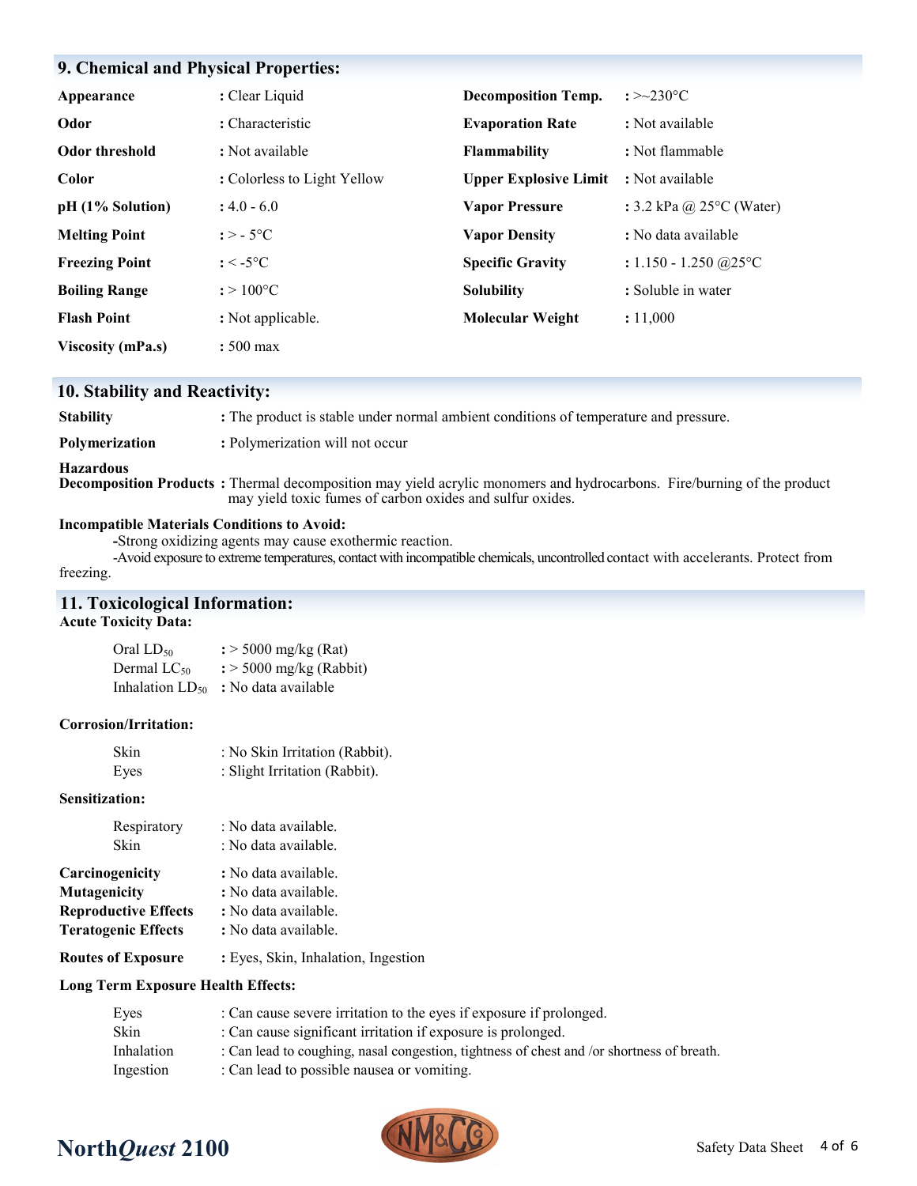## 9. Chemical and Physical Properties:

| | | | |
|---|---|---|---|
| **Appearance** | : Clear Liquid | **Decomposition Temp.** | : >~230°C |
| **Odor** | : Characteristic | **Evaporation Rate** | : Not available |
| **Odor threshold** | : Not available | **Flammability** | : Not flammable |
| **Color** | : Colorless to Light Yellow | **Upper Explosive Limit** | : Not available |
| **pH (1% Solution)** | : 4.0 - 6.0 | **Vapor Pressure** | : 3.2 kPa @ 25°C (Water) |
| **Melting Point** | : > - 5°C | **Vapor Density** | : No data available |
| **Freezing Point** | : < -5°C | **Specific Gravity** | : 1.150 - 1.250 @25°C |
| **Boiling Range** | : > 100°C | **Solubility** | : Soluble in water |
| **Flash Point** | : Not applicable. | **Molecular Weight** | : 11,000 |
| **Viscosity (mPa.s)** | : 500 max | | |

## 10. Stability and Reactivity:

**Stability** : The product is stable under normal ambient conditions of temperature and pressure.

**Polymerization** : Polymerization will not occur

**Hazardous Decomposition Products** : Thermal decomposition may yield acrylic monomers and hydrocarbons. Fire/burning of the product may yield toxic fumes of carbon oxides and sulfur oxides.

**Incompatible Materials Conditions to Avoid:**

-Strong oxidizing agents may cause exothermic reaction.

-Avoid exposure to extreme temperatures, contact with incompatible chemicals, uncontrolled contact with accelerants. Protect from freezing.

## 11. Toxicological Information:

**Acute Toxicity Data:**

| | |
|---|---|
| Oral $LD_{50}$ | : > 5000 mg/kg (Rat) |
| Dermal $LC_{50}$ | : > 5000 mg/kg (Rabbit) |
| Inhalation $LD_{50}$ | : No data available |

**Corrosion/Irritation:**

| | |
|---|---|
| Skin | : No Skin Irritation (Rabbit). |
| Eyes | : Slight Irritation (Rabbit). |

**Sensitization:**

| | |
|---|---|
| Respiratory | : No data available. |
| Skin | : No data available. |

**Carcinogenicity** : No data available.

**Mutagenicity** : No data available.

**Reproductive Effects** : No data available.

**Teratogenic Effects** : No data available.

**Routes of Exposure** : Eyes, Skin, Inhalation, Ingestion

**Long Term Exposure Health Effects:**

| | |
|---|---|
| Eyes | : Can cause severe irritation to the eyes if exposure if prolonged. |
| Skin | : Can cause significant irritation if exposure is prolonged. |
| Inhalation | : Can lead to coughing, nasal congestion, tightness of chest and /or shortness of breath. |
| Ingestion | : Can lead to possible nausea or vomiting. |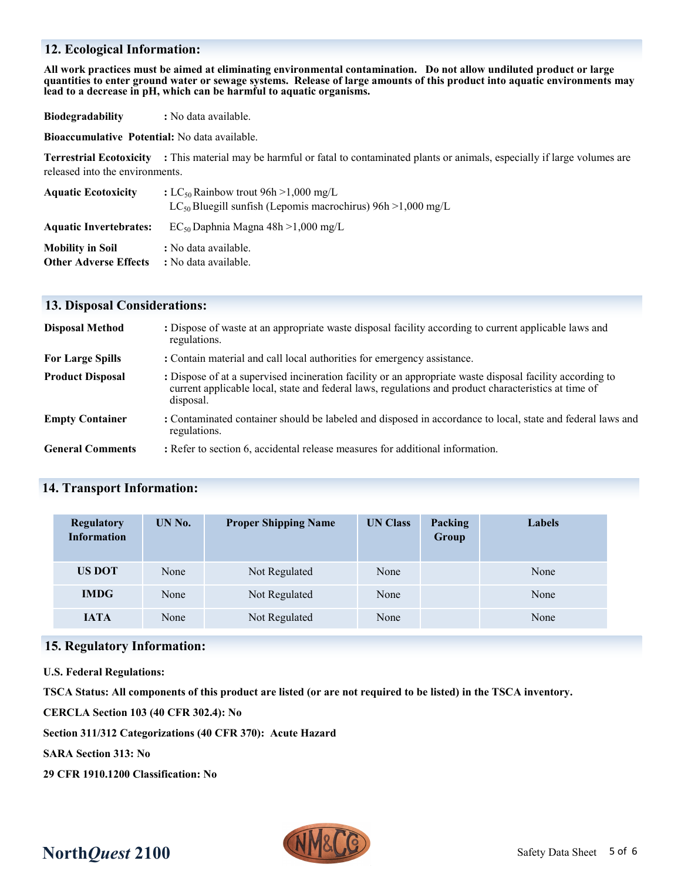## 12. Ecological Information:

**All work practices must be aimed at eliminating environmental contamination. Do not allow undiluted product or large quantities to enter ground water or sewage systems. Release of large amounts of this product into aquatic environments may lead to a decrease in pH, which can be harmful to aquatic organisms.**

**Biodegradability** : No data available.

**Bioaccumulative Potential:** No data available.

**Terrestrial Ecotoxicity** : This material may be harmful or fatal to contaminated plants or animals, especially if large volumes are released into the environments.

**Aquatic Ecotoxicity** : $LC_{50}$ Rainbow trout 96h >1,000 mg/L
$LC_{50}$ Bluegill sunfish (Lepomis macrochirus) 96h >1,000 mg/L

**Aquatic Invertebrates:** $EC_{50}$ Daphnia Magna 48h >1,000 mg/L

**Mobility in Soil** : No data available.

**Other Adverse Effects** : No data available.

## 13. Disposal Considerations:

**Disposal Method** : Dispose of waste at an appropriate waste disposal facility according to current applicable laws and regulations.

**For Large Spills** : Contain material and call local authorities for emergency assistance.

**Product Disposal** : Dispose of at a supervised incineration facility or an appropriate waste disposal facility according to current applicable local, state and federal laws, regulations and product characteristics at time of disposal.

**Empty Container** : Contaminated container should be labeled and disposed in accordance to local, state and federal laws and regulations.

**General Comments** : Refer to section 6, accidental release measures for additional information.

## 14. Transport Information:

| Regulatory Information | UN No. | Proper Shipping Name | UN Class | Packing Group | Labels |
|---|---|---|---|---|---|
| **US DOT** | None | Not Regulated | None | | None |
| **IMDG** | None | Not Regulated | None | | None |
| **IATA** | None | Not Regulated | None | | None |

## 15. Regulatory Information:

**U.S. Federal Regulations:**

**TSCA Status: All components of this product are listed (or are not required to be listed) in the TSCA inventory.**

**CERCLA Section 103 (40 CFR 302.4): No**

**Section 311/312 Categorizations (40 CFR 370): Acute Hazard**

**SARA Section 313: No**

**29 CFR 1910.1200 Classification: No**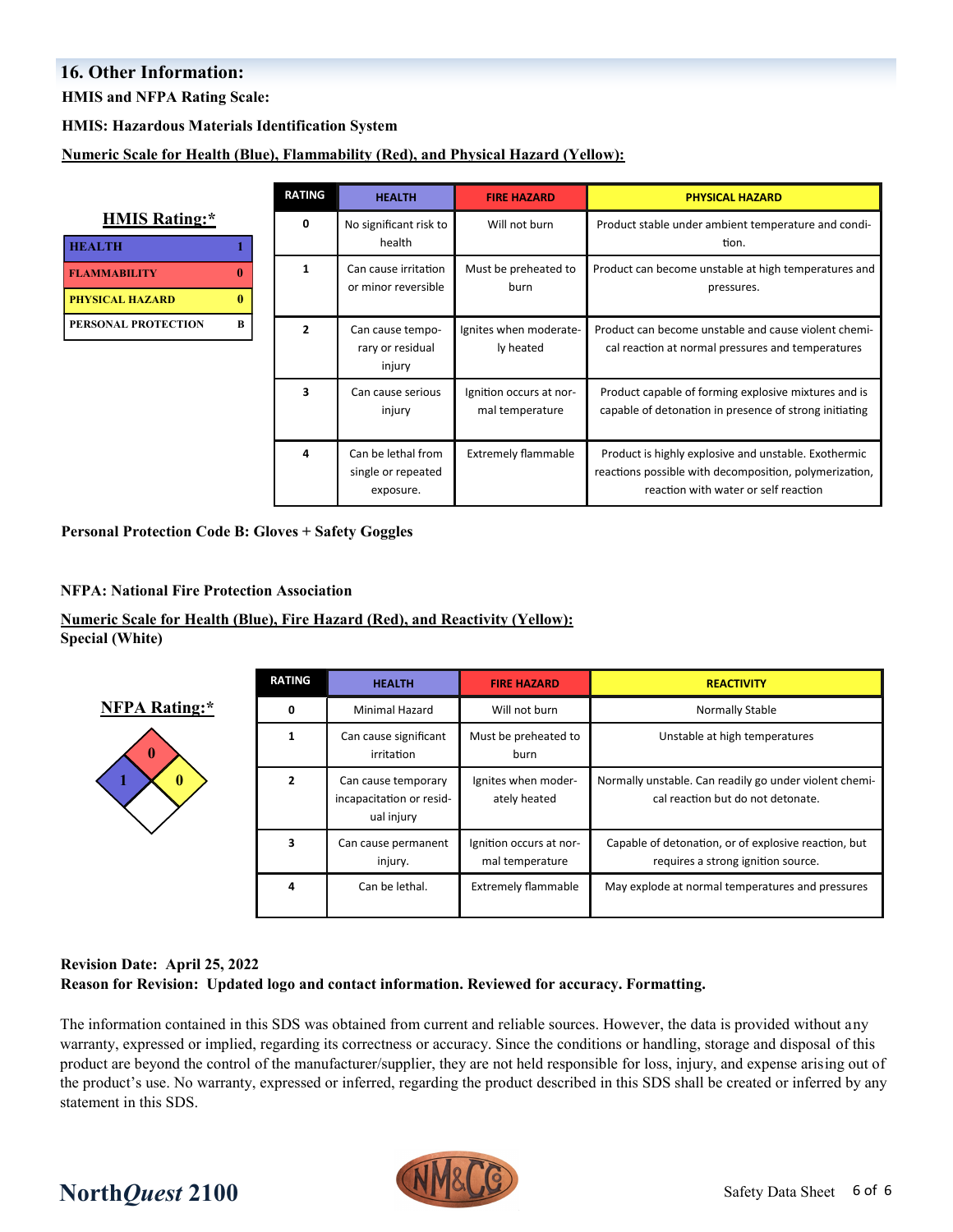## 16. Other Information:

**HMIS and NFPA Rating Scale:**

**HMIS: Hazardous Materials Identification System**

**Numeric Scale for Health (Blue), Flammability (Red), and Physical Hazard (Yellow):**

**HMIS Rating:***

| | |
|---|---|
| HEALTH | 1 |
| FLAMMABILITY | 0 |
| PHYSICAL HAZARD | 0 |
| PERSONAL PROTECTION | B |

| RATING | HEALTH | FIRE HAZARD | PHYSICAL HAZARD |
|---|---|---|---|
| 0 | No significant risk to health | Will not burn | Product stable under ambient temperature and condition. |
| 1 | Can cause irritation or minor reversible | Must be preheated to burn | Product can become unstable at high temperatures and pressures. |
| 2 | Can cause temporary or residual injury | Ignites when moderately heated | Product can become unstable and cause violent chemical reaction at normal pressures and temperatures |
| 3 | Can cause serious injury | Ignition occurs at normal temperature | Product capable of forming explosive mixtures and is capable of detonation in presence of strong initiating |
| 4 | Can be lethal from single or repeated exposure. | Extremely flammable | Product is highly explosive and unstable. Exothermic reactions possible with decomposition, polymerization, reaction with water or self reaction |

**Personal Protection Code B: Gloves + Safety Goggles**

**NFPA: National Fire Protection Association**

**Numeric Scale for Health (Blue), Fire Hazard (Red), and Reactivity (Yellow):**
**Special (White)**

**NFPA Rating:***

Health: 1
Fire Hazard: 0
Reactivity: 0

| RATING | HEALTH | FIRE HAZARD | REACTIVITY |
|---|---|---|---|
| 0 | Minimal Hazard | Will not burn | Normally Stable |
| 1 | Can cause significant irritation | Must be preheated to burn | Unstable at high temperatures |
| 2 | Can cause temporary incapacitation or residual injury | Ignites when moderately heated | Normally unstable. Can readily go under violent chemical reaction but do not detonate. |
| 3 | Can cause permanent injury. | Ignition occurs at normal temperature | Capable of detonation, or of explosive reaction, but requires a strong ignition source. |
| 4 | Can be lethal. | Extremely flammable | May explode at normal temperatures and pressures |

**Revision Date: April 25, 2022**
**Reason for Revision: Updated logo and contact information. Reviewed for accuracy. Formatting.**

The information contained in this SDS was obtained from current and reliable sources. However, the data is provided without any warranty, expressed or implied, regarding its correctness or accuracy. Since the conditions or handling, storage and disposal of this product are beyond the control of the manufacturer/supplier, they are not held responsible for loss, injury, and expense arising out of the product's use. No warranty, expressed or inferred, regarding the product described in this SDS shall be created or inferred by any statement in this SDS.